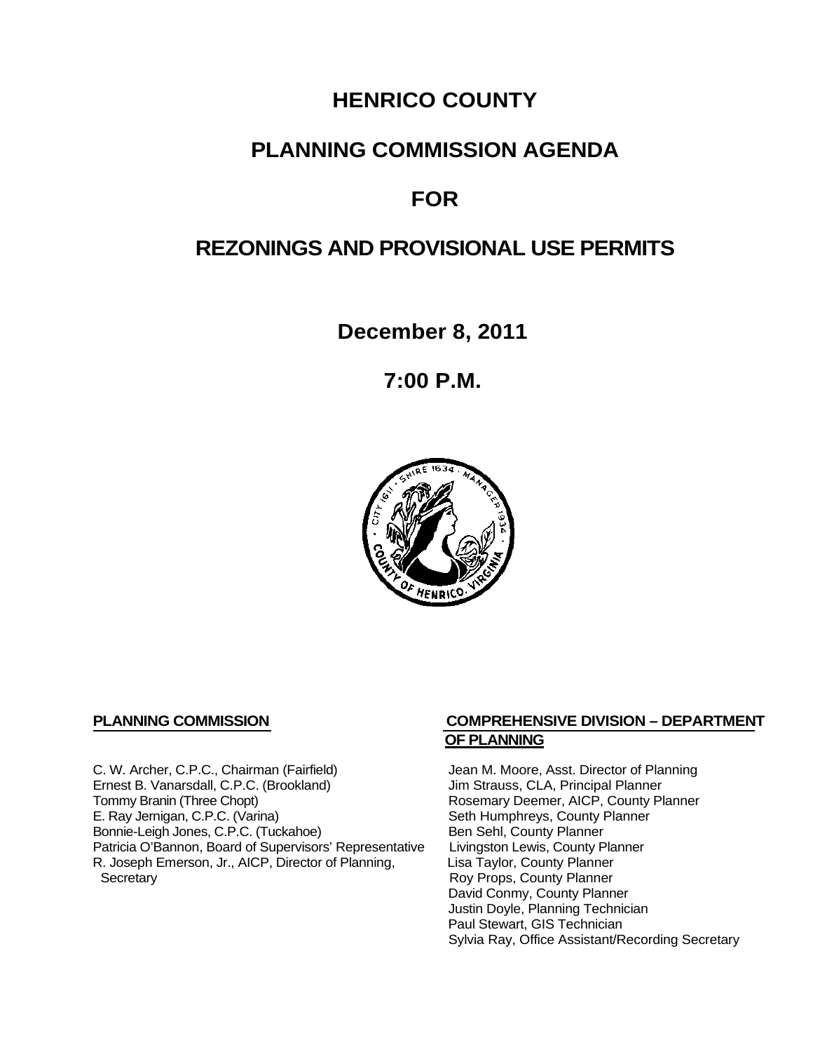# HENRICO COUNTY

# PLANNING COMMISSION AGENDA

# FOR

# REZONINGS AND PROVISIONAL USE PERMITS

**December 8, 2011**

**7:00 P.M.**

**PLANNING COMMISSION**

C. W. Archer, C.P.C., Chairman (Fairfield)
Ernest B. Vanarsdall, C.P.C. (Brookland)
Tommy Branin (Three Chopt)
E. Ray Jernigan, C.P.C. (Varina)
Bonnie-Leigh Jones, C.P.C. (Tuckahoe)
Patricia O'Bannon, Board of Supervisors' Representative
R. Joseph Emerson, Jr., AICP, Director of Planning, Secretary

**COMPREHENSIVE DIVISION – DEPARTMENT OF PLANNING**

Jean M. Moore, Asst. Director of Planning
Jim Strauss, CLA, Principal Planner
Rosemary Deemer, AICP, County Planner
Seth Humphreys, County Planner
Ben Sehl, County Planner
Livingston Lewis, County Planner
Lisa Taylor, County Planner
Roy Props, County Planner
David Conmy, County Planner
Justin Doyle, Planning Technician
Paul Stewart, GIS Technician
Sylvia Ray, Office Assistant/Recording Secretary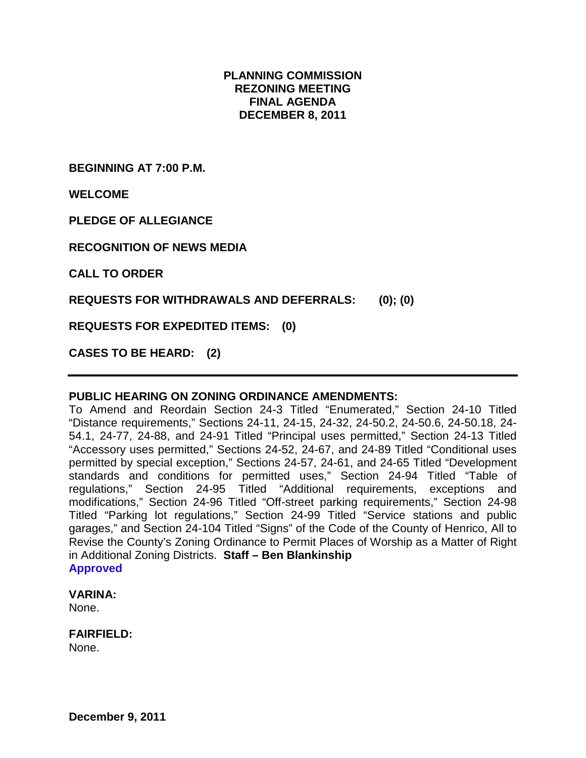**PLANNING COMMISSION**
**REZONING MEETING**
**FINAL AGENDA**
**DECEMBER 8, 2011**

**BEGINNING AT 7:00 P.M.**

**WELCOME**

**PLEDGE OF ALLEGIANCE**

**RECOGNITION OF NEWS MEDIA**

**CALL TO ORDER**

**REQUESTS FOR WITHDRAWALS AND DEFERRALS: (0); (0)**

**REQUESTS FOR EXPEDITED ITEMS: (0)**

**CASES TO BE HEARD: (2)**

---

**PUBLIC HEARING ON ZONING ORDINANCE AMENDMENTS:**
To Amend and Reordain Section 24-3 Titled "Enumerated," Section 24-10 Titled "Distance requirements," Sections 24-11, 24-15, 24-32, 24-50.2, 24-50.6, 24-50.18, 24-54.1, 24-77, 24-88, and 24-91 Titled "Principal uses permitted," Section 24-13 Titled "Accessory uses permitted," Sections 24-52, 24-67, and 24-89 Titled "Conditional uses permitted by special exception," Sections 24-57, 24-61, and 24-65 Titled "Development standards and conditions for permitted uses," Section 24-94 Titled "Table of regulations," Section 24-95 Titled "Additional requirements, exceptions and modifications," Section 24-96 Titled "Off-street parking requirements," Section 24-98 Titled "Parking lot regulations," Section 24-99 Titled "Service stations and public garages," and Section 24-104 Titled "Signs" of the Code of the County of Henrico, All to Revise the County's Zoning Ordinance to Permit Places of Worship as a Matter of Right in Additional Zoning Districts. **Staff – Ben Blankinship**
**Approved**

**VARINA:**
None.

**FAIRFIELD:**
None.

**December 9, 2011**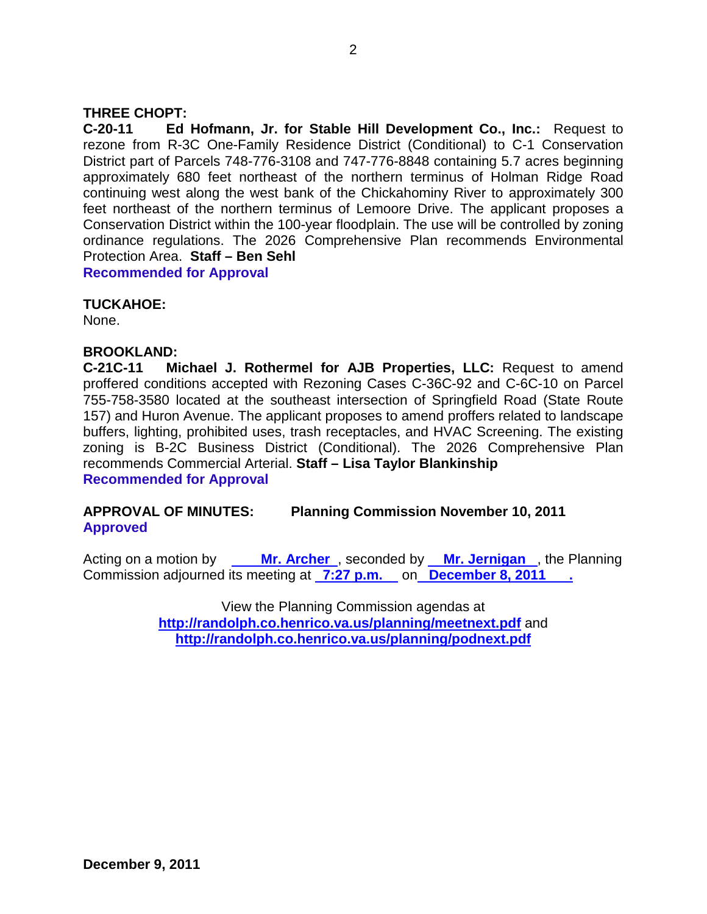**THREE CHOPT:**
**C-20-11 Ed Hofmann, Jr. for Stable Hill Development Co., Inc.:** Request to rezone from R-3C One-Family Residence District (Conditional) to C-1 Conservation District part of Parcels 748-776-3108 and 747-776-8848 containing 5.7 acres beginning approximately 680 feet northeast of the northern terminus of Holman Ridge Road continuing west along the west bank of the Chickahominy River to approximately 300 feet northeast of the northern terminus of Lemoore Drive. The applicant proposes a Conservation District within the 100-year floodplain. The use will be controlled by zoning ordinance regulations. The 2026 Comprehensive Plan recommends Environmental Protection Area. **Staff – Ben Sehl**
**Recommended for Approval**

**TUCKAHOE:**
None.

**BROOKLAND:**
**C-21C-11 Michael J. Rothermel for AJB Properties, LLC:** Request to amend proffered conditions accepted with Rezoning Cases C-36C-92 and C-6C-10 on Parcel 755-758-3580 located at the southeast intersection of Springfield Road (State Route 157) and Huron Avenue. The applicant proposes to amend proffers related to landscape buffers, lighting, prohibited uses, trash receptacles, and HVAC Screening. The existing zoning is B-2C Business District (Conditional). The 2026 Comprehensive Plan recommends Commercial Arterial. **Staff – Lisa Taylor Blankinship**
**Recommended for Approval**

**APPROVAL OF MINUTES: Planning Commission November 10, 2011**
**Approved**

Acting on a motion by **Mr. Archer**, seconded by **Mr. Jernigan**, the Planning Commission adjourned its meeting at **7:27 p.m.** on **December 8, 2011.**

View the Planning Commission agendas at
**http://randolph.co.henrico.va.us/planning/meetnext.pdf** and
**http://randolph.co.henrico.va.us/planning/podnext.pdf**

**December 9, 2011**